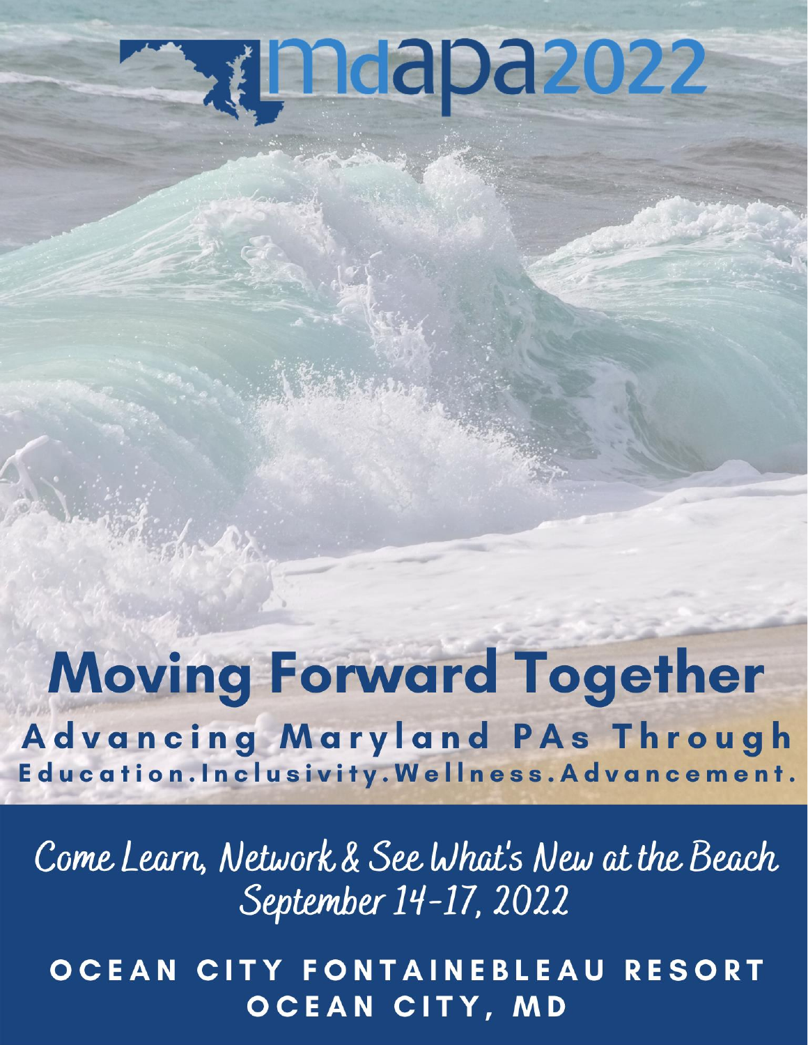# mdapa2022

# Moving Forward Together

## Advancing Maryland PAs Through

Education.Inclusivity.Wellness.Advancement.

Come Learn, Network & See What's New at the Beach

September 14-17, 2022

OCEAN CITY FONTAINEBLEAU RESORT

OCEAN CITY, MD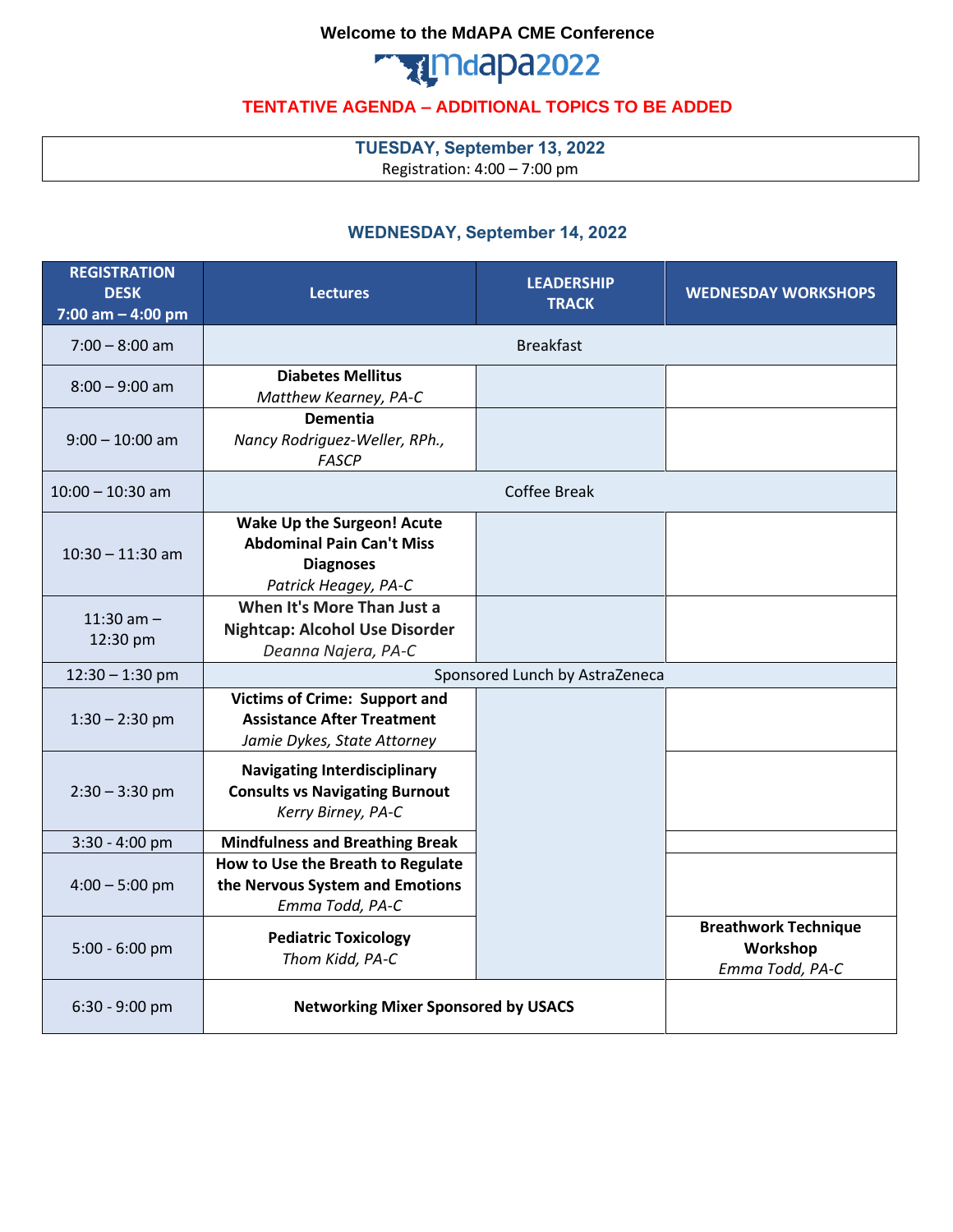**Welcome to the MdAPA CME Conference**

mdapa2022

**TENTATIVE AGENDA – ADDITIONAL TOPICS TO BE ADDED**

**TUESDAY, September 13, 2022**
Registration: 4:00 – 7:00 pm

## WEDNESDAY, September 14, 2022

| REGISTRATION DESK 7:00 am – 4:00 pm | Lectures | LEADERSHIP TRACK | WEDNESDAY WORKSHOPS |
|---|---|---|---|
| 7:00 – 8:00 am | Breakfast | | |
| 8:00 – 9:00 am | **Diabetes Mellitus** *Matthew Kearney, PA-C* | | |
| 9:00 – 10:00 am | **Dementia** *Nancy Rodriguez-Weller, RPh., FASCP* | | |
| 10:00 – 10:30 am | Coffee Break | | |
| 10:30 – 11:30 am | **Wake Up the Surgeon! Acute Abdominal Pain Can't Miss Diagnoses** *Patrick Heagey, PA-C* | | |
| 11:30 am – 12:30 pm | **When It's More Than Just a Nightcap: Alcohol Use Disorder** *Deanna Najera, PA-C* | | |
| 12:30 – 1:30 pm | Sponsored Lunch by AstraZeneca | | |
| 1:30 – 2:30 pm | **Victims of Crime: Support and Assistance After Treatment** *Jamie Dykes, State Attorney* | | |
| 2:30 – 3:30 pm | **Navigating Interdisciplinary Consults vs Navigating Burnout** *Kerry Birney, PA-C* | | |
| 3:30 - 4:00 pm | **Mindfulness and Breathing Break** | | |
| 4:00 – 5:00 pm | **How to Use the Breath to Regulate the Nervous System and Emotions** *Emma Todd, PA-C* | | |
| 5:00 - 6:00 pm | **Pediatric Toxicology** *Thom Kidd, PA-C* | | **Breathwork Technique Workshop** *Emma Todd, PA-C* |
| 6:30 - 9:00 pm | **Networking Mixer Sponsored by USACS** | | |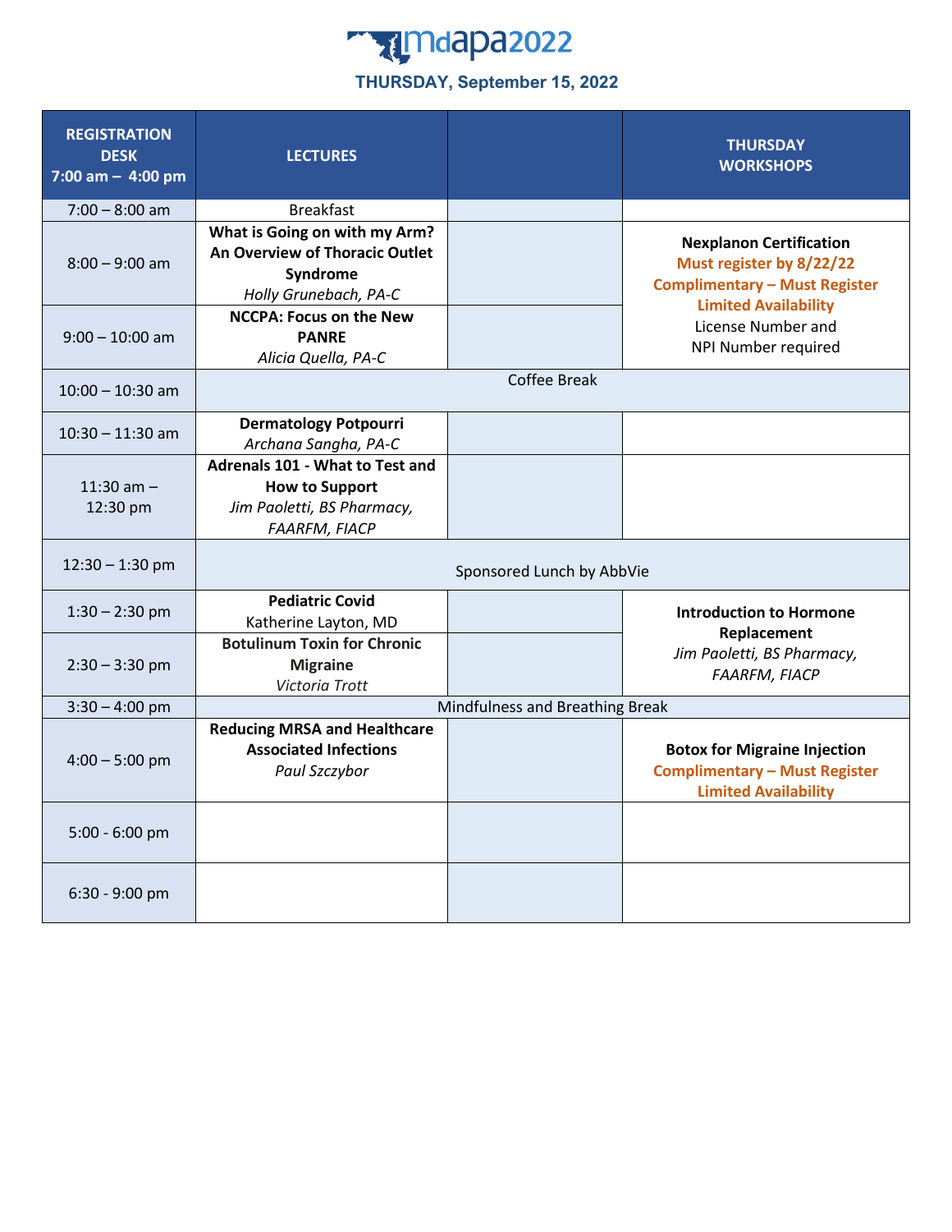# mdapa2022

## THURSDAY, September 15, 2022

| REGISTRATION DESK 7:00 am – 4:00 pm | LECTURES | | THURSDAY WORKSHOPS |
|---|---|---|---|
| 7:00 – 8:00 am | Breakfast | | |
| 8:00 – 9:00 am | **What is Going on with my Arm? An Overview of Thoracic Outlet Syndrome** *Holly Grunebach, PA-C* | | **Nexplanon Certification** **Must register by 8/22/22** **Complimentary – Must Register** **Limited Availability** License Number and NPI Number required |
| 9:00 – 10:00 am | **NCCPA: Focus on the New PANRE** *Alicia Quella, PA-C* | | |
| 10:00 – 10:30 am | Coffee Break | | |
| 10:30 – 11:30 am | **Dermatology Potpourri** *Archana Sangha, PA-C* | | |
| 11:30 am – 12:30 pm | **Adrenals 101 - What to Test and How to Support** *Jim Paoletti, BS Pharmacy, FAARFM, FIACP* | | |
| 12:30 – 1:30 pm | Sponsored Lunch by AbbVie | | |
| 1:30 – 2:30 pm | **Pediatric Covid** Katherine Layton, MD | | **Introduction to Hormone Replacement** *Jim Paoletti, BS Pharmacy, FAARFM, FIACP* |
| 2:30 – 3:30 pm | **Botulinum Toxin for Chronic Migraine** *Victoria Trott* | | |
| 3:30 – 4:00 pm | Mindfulness and Breathing Break | | |
| 4:00 – 5:00 pm | **Reducing MRSA and Healthcare Associated Infections** *Paul Szczybor* | | **Botox for Migraine Injection** **Complimentary – Must Register** **Limited Availability** |
| 5:00 - 6:00 pm | | | |
| 6:30 - 9:00 pm | | | |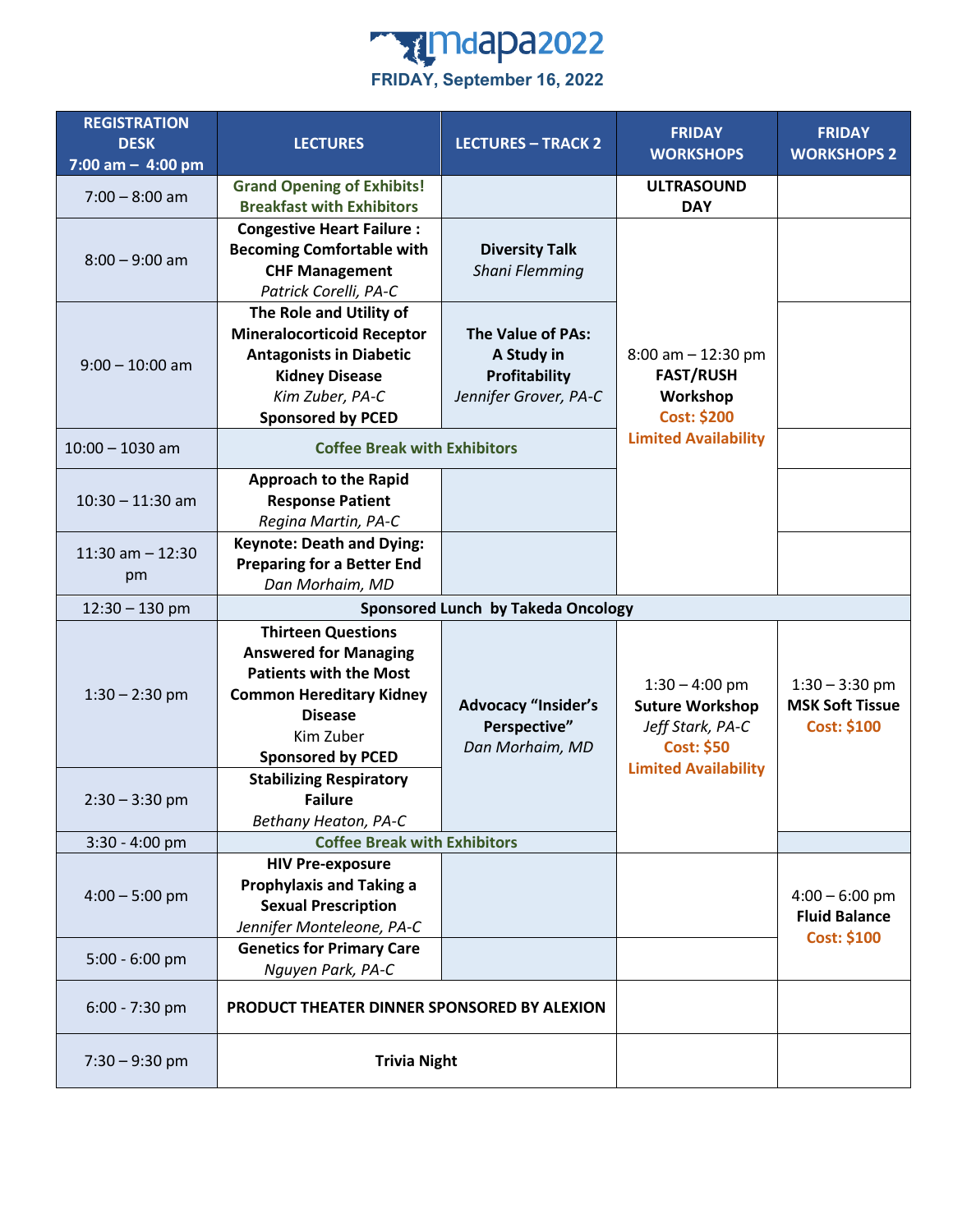# mdapa2022

## FRIDAY, September 16, 2022

| REGISTRATION DESK 7:00 am – 4:00 pm | LECTURES | LECTURES – TRACK 2 | FRIDAY WORKSHOPS | FRIDAY WORKSHOPS 2 |
|---|---|---|---|---|
| 7:00 – 8:00 am | **Grand Opening of Exhibits! Breakfast with Exhibitors** | | **ULTRASOUND DAY** | |
| 8:00 – 9:00 am | **Congestive Heart Failure : Becoming Comfortable with CHF Management** *Patrick Corelli, PA-C* | **Diversity Talk** *Shani Flemming* | 8:00 am – 12:30 pm **FAST/RUSH Workshop** **Cost: $200** **Limited Availability** | |
| 9:00 – 10:00 am | **The Role and Utility of Mineralocorticoid Receptor Antagonists in Diabetic Kidney Disease** *Kim Zuber, PA-C* **Sponsored by PCED** | **The Value of PAs: A Study in Profitability** *Jennifer Grover, PA-C* | | |
| 10:00 – 1030 am | **Coffee Break with Exhibitors** | | | |
| 10:30 – 11:30 am | **Approach to the Rapid Response Patient** *Regina Martin, PA-C* | | | |
| 11:30 am – 12:30 pm | **Keynote: Death and Dying: Preparing for a Better End** *Dan Morhaim, MD* | | | |
| 12:30 – 130 pm | **Sponsored Lunch by Takeda Oncology** | | | |
| 1:30 – 2:30 pm | **Thirteen Questions Answered for Managing Patients with the Most Common Hereditary Kidney Disease** Kim Zuber **Sponsored by PCED** | **Advocacy "Insider's Perspective"** *Dan Morhaim, MD* | 1:30 – 4:00 pm **Suture Workshop** *Jeff Stark, PA-C* **Cost: $50** **Limited Availability** | 1:30 – 3:30 pm **MSK Soft Tissue** **Cost: $100** |
| 2:30 – 3:30 pm | **Stabilizing Respiratory Failure** *Bethany Heaton, PA-C* | | | |
| 3:30 - 4:00 pm | **Coffee Break with Exhibitors** | | | |
| 4:00 – 5:00 pm | **HIV Pre-exposure Prophylaxis and Taking a Sexual Prescription** *Jennifer Monteleone, PA-C* | | | 4:00 – 6:00 pm **Fluid Balance** **Cost: $100** |
| 5:00 - 6:00 pm | **Genetics for Primary Care** *Nguyen Park, PA-C* | | | |
| 6:00 - 7:30 pm | **PRODUCT THEATER DINNER SPONSORED BY ALEXION** | | | |
| 7:30 – 9:30 pm | **Trivia Night** | | | |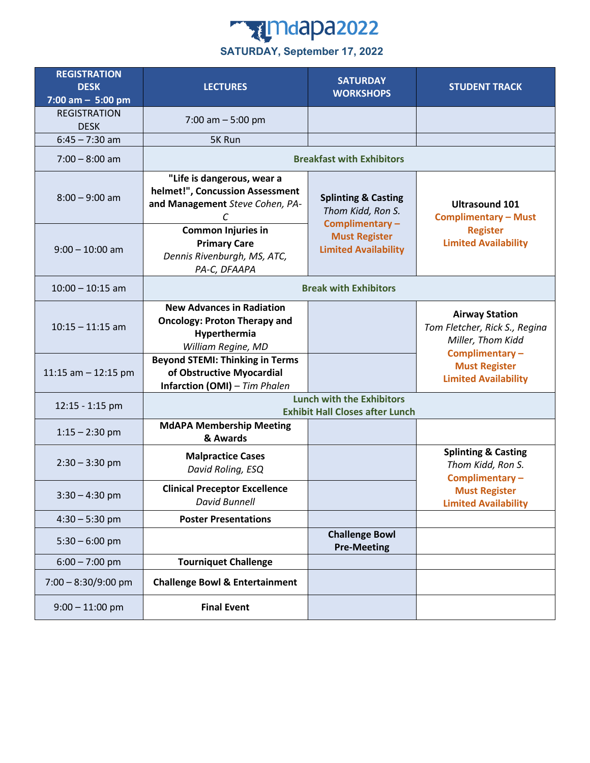# mdapa2022

### SATURDAY, September 17, 2022

| REGISTRATION DESK 7:00 am – 5:00 pm | LECTURES | SATURDAY WORKSHOPS | STUDENT TRACK |
|---|---|---|---|
| REGISTRATION DESK | 7:00 am – 5:00 pm | | |
| 6:45 – 7:30 am | 5K Run | | |
| 7:00 – 8:00 am | **Breakfast with Exhibitors** | | |
| 8:00 – 9:00 am | **"Life is dangerous, wear a helmet!", Concussion Assessment and Management** *Steve Cohen, PA-C* | **Splinting & Casting** *Thom Kidd, Ron S.* **Complimentary – Must Register Limited Availability** | **Ultrasound 101** **Complimentary – Must Register Limited Availability** |
| 9:00 – 10:00 am | **Common Injuries in Primary Care** *Dennis Rivenburgh, MS, ATC, PA-C, DFAAPA* | | |
| 10:00 – 10:15 am | **Break with Exhibitors** | | |
| 10:15 – 11:15 am | **New Advances in Radiation Oncology: Proton Therapy and Hyperthermia** *William Regine, MD* | | **Airway Station** *Tom Fletcher, Rick S., Regina Miller, Thom Kidd* **Complimentary – Must Register Limited Availability** |
| 11:15 am – 12:15 pm | **Beyond STEMI: Thinking in Terms of Obstructive Myocardial Infarction (OMI)** – *Tim Phalen* | | |
| 12:15 - 1:15 pm | **Lunch with the Exhibitors Exhibit Hall Closes after Lunch** | | |
| 1:15 – 2:30 pm | **MdAPA Membership Meeting & Awards** | | |
| 2:30 – 3:30 pm | **Malpractice Cases** *David Roling, ESQ* | | **Splinting & Casting** *Thom Kidd, Ron S.* **Complimentary – Must Register Limited Availability** |
| 3:30 – 4:30 pm | **Clinical Preceptor Excellence** *David Bunnell* | | |
| 4:30 – 5:30 pm | **Poster Presentations** | | |
| 5:30 – 6:00 pm | | **Challenge Bowl Pre-Meeting** | |
| 6:00 – 7:00 pm | **Tourniquet Challenge** | | |
| 7:00 – 8:30/9:00 pm | **Challenge Bowl & Entertainment** | | |
| 9:00 – 11:00 pm | **Final Event** | | |